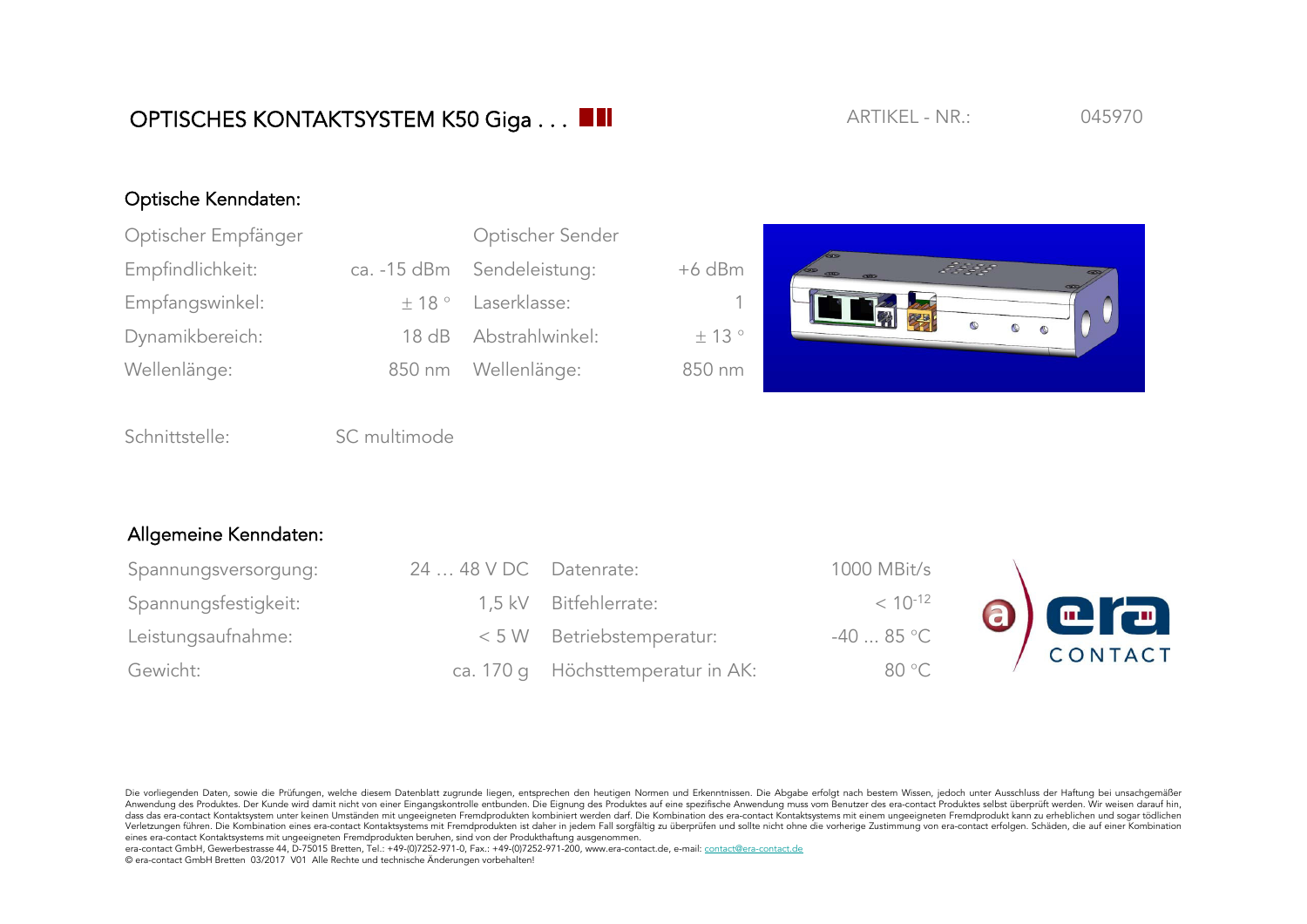# OPTISCHES KONTAKTSYSTEM K50 Giga . . .

ARTIKEL - NR.: 045970

## Optische Kenndaten:

| Optischer Empfänger | | Optischer Sender | |
|---|---|---|---|
| Empfindlichkeit: | ca. -15 dBm | Sendeleistung: | +6 dBm |
| Empfangswinkel: | ± 18 ° | Laserklasse: | 1 |
| Dynamikbereich: | 18 dB | Abstrahlwinkel: | ± 13 ° |
| Wellenlänge: | 850 nm | Wellenlänge: | 850 nm |

Schnittstelle: SC multimode

## Allgemeine Kenndaten:

| | | | |
|---|---|---|---|
| Spannungsversorgung: | 24 … 48 V DC | Datenrate: | 1000 MBit/s |
| Spannungsfestigkeit: | 1,5 kV | Bitfehlerrate: | < $10^{-12}$ |
| Leistungsaufnahme: | < 5 W | Betriebstemperatur: | -40 ... 85 °C |
| Gewicht: | ca. 170 g | Höchsttemperatur in AK: | 80 °C |

Die vorliegenden Daten, sowie die Prüfungen, welche diesem Datenblatt zugrunde liegen, entsprechen den heutigen Normen und Erkenntnissen. Die Abgabe erfolgt nach bestem Wissen, jedoch unter Ausschluss der Haftung bei unsachgemäßer Anwendung des Produktes. Der Kunde wird damit nicht von einer Eingangskontrolle entbunden. Die Eignung des Produktes auf eine spezifische Anwendung muss vom Benutzer des era-contact Produktes selbst überprüft werden. Wir weisen darauf hin, dass das era-contact Kontaktsystem unter keinen Umständen mit ungeeigneten Fremdprodukten kombiniert werden darf. Die Kombination des era-contact Kontaktsystems mit einem ungeeigneten Fremdprodukt kann zu erheblichen und sogar tödlichen Verletzungen führen. Die Kombination eines era-contact Kontaktsystems mit Fremdprodukten ist daher in jedem Fall sorgfältig zu überprüfen und sollte nicht ohne die vorherige Zustimmung von era-contact erfolgen. Schäden, die auf einer Kombination eines era-contact Kontaktsystems mit ungeeigneten Fremdprodukten beruhen, sind von der Produkthaftung ausgenommen.
era-contact GmbH, Gewerbestrasse 44, D-75015 Bretten, Tel.: +49-(0)7252-971-0, Fax.: +49-(0)7252-971-200, www.era-contact.de, e-mail: contact@era-contact.de
© era-contact GmbH Bretten 03/2017 V01 Alle Rechte und technische Änderungen vorbehalten!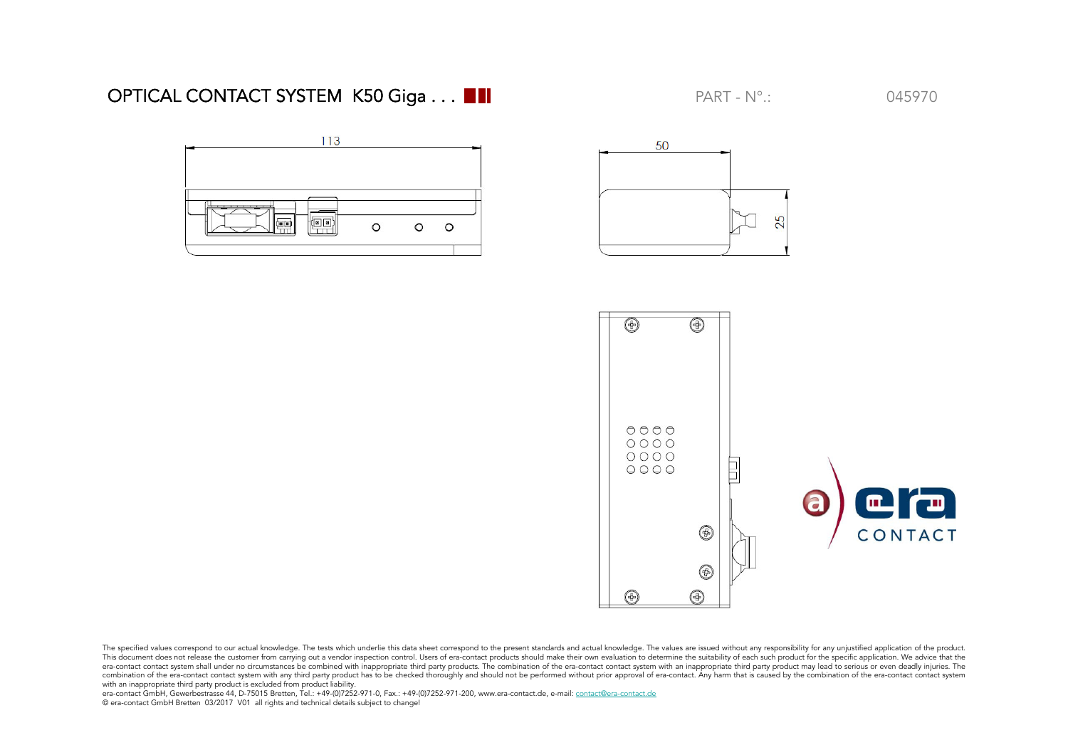# OPTICAL CONTACT SYSTEM K50 Giga . . .

PART - N°.: 045970

113

50

25

The specified values correspond to our actual knowledge. The tests which underlie this data sheet correspond to the present standards and actual knowledge. The values are issued without any responsibility for any unjustified application of the product. This document does not release the customer from carrying out a vendor inspection control. Users of era-contact products should make their own evaluation to determine the suitability of each such product for the specific application. We advice that the era-contact contact system shall under no circumstances be combined with inappropriate third party products. The combination of the era-contact contact system with an inappropriate third party product may lead to serious or even deadly injuries. The combination of the era-contact contact system with any third party product has to be checked thoroughly and should not be performed without prior approval of era-contact. Any harm that is caused by the combination of the era-contact contact system with an inappropriate third party product is excluded from product liability.

era-contact GmbH, Gewerbestrasse 44, D-75015 Bretten, Tel.: +49-(0)7252-971-0, Fax.: +49-(0)7252-971-200, www.era-contact.de, e-mail: contact@era-contact.de

© era-contact GmbH Bretten 03/2017 V01 all rights and technical details subject to change!